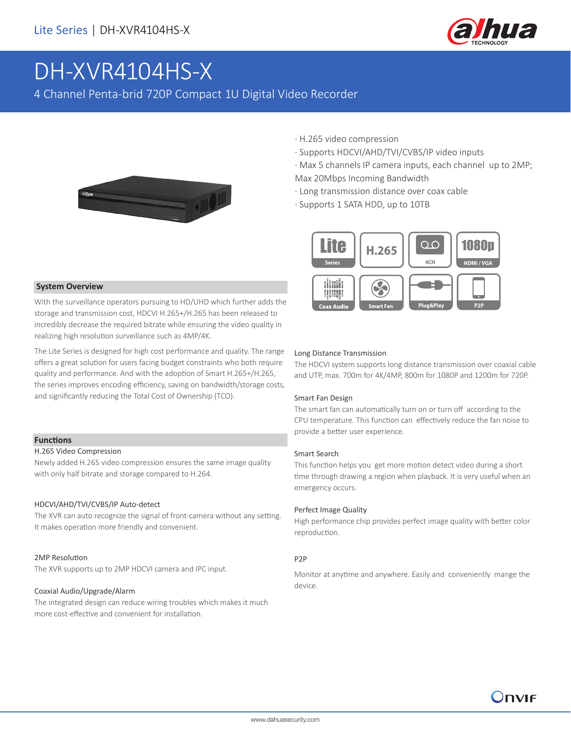# DH-XVR4104HS-X

4 Channel Penta-brid 720P Compact 1U Digital Video Recorder

- H.265 video compression
- Supports HDCVI/AHD/TVI/CVBS/IP video inputs
- Max 5 channels IP camera inputs, each channel up to 2MP; Max 20Mbps Incoming Bandwidth
- Long transmission distance over coax cable
- Supports 1 SATA HDD, up to 10TB

Lite Series | H.265 | 4CH | 1080p HDMI / VGA | Coax Audio | Smart Fan | Plug&Play | P2P

## System Overview

With the surveillance operators pursuing to HD/UHD which further adds the storage and transmission cost, HDCVI H.265+/H.265 has been released to incredibly decrease the required bitrate while ensuring the video quality in realizing high resolution surveillance such as 4MP/4K.

The Lite Series is designed for high cost performance and quality. The range offers a great solution for users facing budget constraints who both require quality and performance. And with the adoption of Smart H.265+/H.265, the series improves encoding efficiency, saving on bandwidth/storage costs, and significantly reducing the Total Cost of Ownership (TCO).

## Functions

### H.265 Video Compression

Newly added H.265 video compression ensures the same image quality with only half bitrate and storage compared to H.264.

### HDCVI/AHD/TVI/CVBS/IP Auto-detect

The XVR can auto recognize the signal of front-camera without any setting. It makes operation more friendly and convenient.

### 2MP Resolution

The XVR supports up to 2MP HDCVI camera and IPC input.

### Coaxial Audio/Upgrade/Alarm

The integrated design can reduce wiring troubles which makes it much more cost-effective and convenient for installation.

### Long Distance Transmission

The HDCVI system supports long distance transmission over coaxial cable and UTP, max. 700m for 4K/4MP, 800m for 1080P and 1200m for 720P.

### Smart Fan Design

The smart fan can automatically turn on or turn off according to the CPU temperature. This function can effectively reduce the fan noise to provide a better user experience.

### Smart Search

This function helps you get more motion detect video during a short time through drawing a region when playback. It is very useful when an emergency occurs.

### Perfect Image Quality

High performance chip provides perfect image quality with better color reproduction.

### P2P

Monitor at anytime and anywhere. Easily and conveniently mange the device.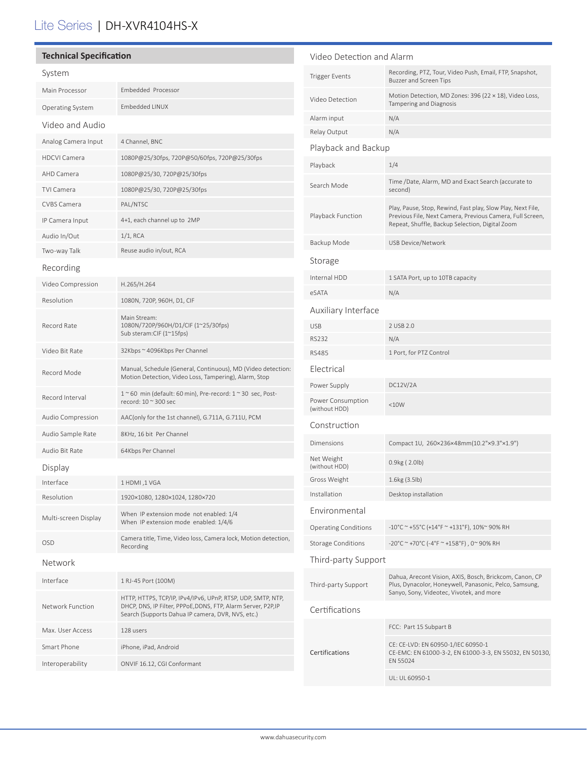# Lite Series | DH-XVR4104HS-X

## Technical Specification

### System

| | |
|---|---|
| Main Processor | Embedded Processor |
| Operating System | Embedded LINUX |

### Video and Audio

| | |
|---|---|
| Analog Camera Input | 4 Channel, BNC |
| HDCVI Camera | 1080P@25/30fps, 720P@50/60fps, 720P@25/30fps |
| AHD Camera | 1080P@25/30, 720P@25/30fps |
| TVI Camera | 1080P@25/30, 720P@25/30fps |
| CVBS Camera | PAL/NTSC |
| IP Camera Input | 4+1, each channel up to 2MP |
| Audio In/Out | 1/1, RCA |
| Two-way Talk | Reuse audio in/out, RCA |

### Recording

| | |
|---|---|
| Video Compression | H.265/H.264 |
| Resolution | 1080N, 720P, 960H, D1, CIF |
| Record Rate | Main Stream: 1080N/720P/960H/D1/CIF (1~25/30fps) Sub steram:CIF (1~15fps) |
| Video Bit Rate | 32Kbps ~ 4096Kbps Per Channel |
| Record Mode | Manual, Schedule (General, Continuous), MD (Video detection: Motion Detection, Video Loss, Tampering), Alarm, Stop |
| Record Interval | 1 ~ 60 min (default: 60 min), Pre-record: 1 ~ 30 sec, Post-record: 10 ~ 300 sec |
| Audio Compression | AAC(only for the 1st channel), G.711A, G.711U, PCM |
| Audio Sample Rate | 8KHz, 16 bit Per Channel |
| Audio Bit Rate | 64Kbps Per Channel |

### Display

| | |
|---|---|
| Interface | 1 HDMI ,1 VGA |
| Resolution | 1920×1080, 1280×1024, 1280×720 |
| Multi-screen Display | When IP extension mode not enabled: 1/4 When IP extension mode enabled: 1/4/6 |
| OSD | Camera title, Time, Video loss, Camera lock, Motion detection, Recording |

### Network

| | |
|---|---|
| Interface | 1 RJ-45 Port (100M) |
| Network Function | HTTP, HTTPS, TCP/IP, IPv4/IPv6, UPnP, RTSP, UDP, SMTP, NTP, DHCP, DNS, IP Filter, PPPoE,DDNS, FTP, Alarm Server, P2P,IP Search (Supports Dahua IP camera, DVR, NVS, etc.) |
| Max. User Access | 128 users |
| Smart Phone | iPhone, iPad, Android |
| Interoperability | ONVIF 16.12, CGI Conformant |

### Video Detection and Alarm

| | |
|---|---|
| Trigger Events | Recording, PTZ, Tour, Video Push, Email, FTP, Snapshot, Buzzer and Screen Tips |
| Video Detection | Motion Detection, MD Zones: 396 (22 × 18), Video Loss, Tampering and Diagnosis |
| Alarm input | N/A |
| Relay Output | N/A |

### Playback and Backup

| | |
|---|---|
| Playback | 1/4 |
| Search Mode | Time /Date, Alarm, MD and Exact Search (accurate to second) |
| Playback Function | Play, Pause, Stop, Rewind, Fast play, Slow Play, Next File, Previous File, Next Camera, Previous Camera, Full Screen, Repeat, Shuffle, Backup Selection, Digital Zoom |
| Backup Mode | USB Device/Network |

### Storage

| | |
|---|---|
| Internal HDD | 1 SATA Port, up to 10TB capacity |
| eSATA | N/A |

### Auxiliary Interface

| | |
|---|---|
| USB | 2 USB 2.0 |
| RS232 | N/A |
| RS485 | 1 Port, for PTZ Control |

### Electrical

| | |
|---|---|
| Power Supply | DC12V/2A |
| Power Consumption (without HDD) | <10W |

### Construction

| | |
|---|---|
| Dimensions | Compact 1U, 260×236×48mm(10.2"×9.3"×1.9") |
| Net Weight (without HDD) | 0.9kg ( 2.0lb) |
| Gross Weight | 1.6kg (3.5lb) |
| Installation | Desktop installation |

### Environmental

| | |
|---|---|
| Operating Conditions | -10°C ~ +55°C (+14°F ~ +131°F), 10%~ 90% RH |
| Storage Conditions | -20°C ~ +70°C (-4°F ~ +158°F) , 0~ 90% RH |

### Third-party Support

| | |
|---|---|
| Third-party Support | Dahua, Arecont Vision, AXIS, Bosch, Brickcom, Canon, CP Plus, Dynacolor, Honeywell, Panasonic, Pelco, Samsung, Sanyo, Sony, Videotec, Vivotek, and more |

### Certifications

| | |
|---|---|
| Certifications | FCC: Part 15 Subpart B |
| | CE: CE-LVD: EN 60950-1/IEC 60950-1 CE-EMC: EN 61000-3-2, EN 61000-3-3, EN 55032, EN 50130, EN 55024 |
| | UL: UL 60950-1 |

www.dahuasecurity.com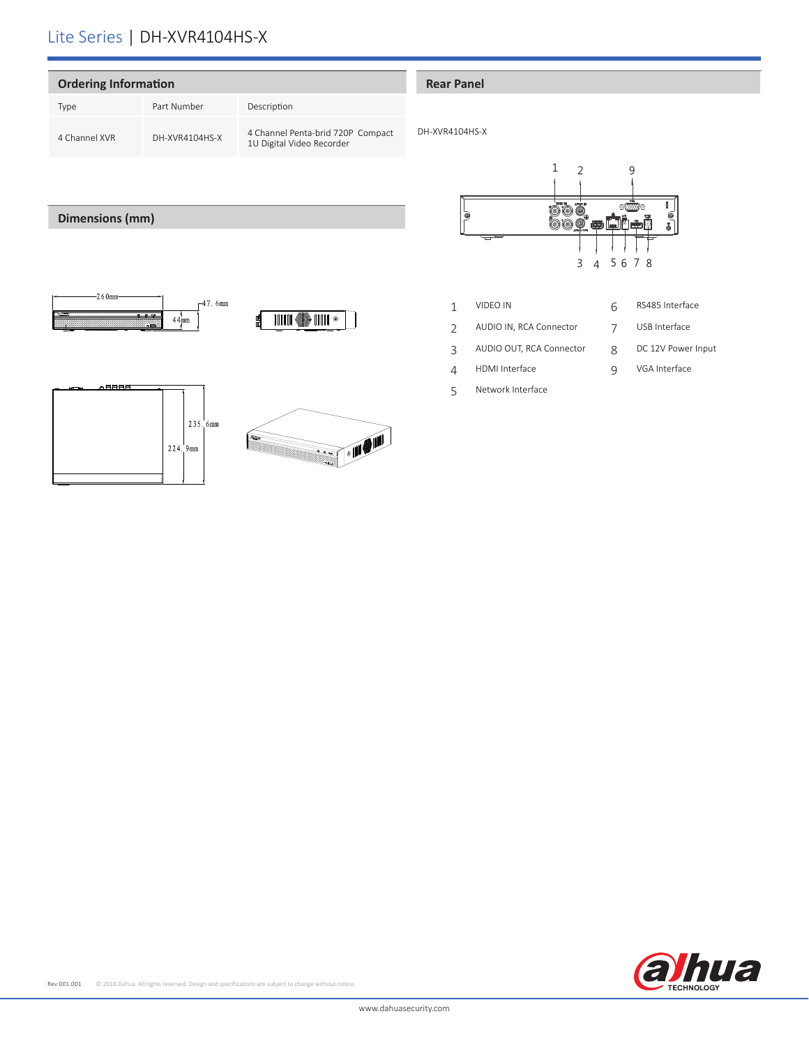## Ordering Information

| Type | Part Number | Description |
|---|---|---|
| 4 Channel XVR | DH-XVR4104HS-X | 4 Channel Penta-brid 720P Compact 1U Digital Video Recorder |

## Dimensions (mm)

260mm
47.6mm
44mm
235.6mm
224.9mm

## Rear Panel

DH-XVR4104HS-X

| | | | |
|---|---|---|---|
| 1 | VIDEO IN | 6 | RS485 Interface |
| 2 | AUDIO IN, RCA Connector | 7 | USB Interface |
| 3 | AUDIO OUT, RCA Connector | 8 | DC 12V Power Input |
| 4 | HDMI Interface | 9 | VGA Interface |
| 5 | Network Interface | | |

Rev 001.001 © 2018 Dahua. All rights reserved. Design and specifications are subject to change without notice.

www.dahuasecurity.com